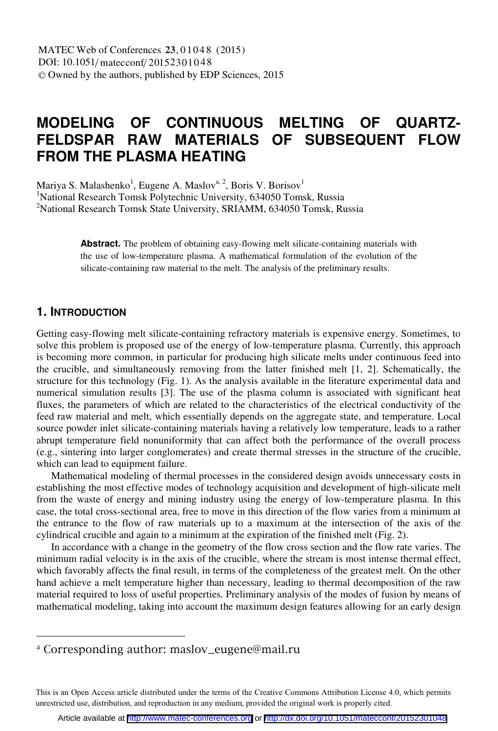# MODELING OF CONTINUOUS MELTING OF QUARTZ-FELDSPAR RAW MATERIALS OF SUBSEQUENT FLOW FROM THE PLASMA HEATING

Mariya S. Malashenko[1], Eugene A. Maslov[a, 2], Boris V. Borisov[1]

[1]National Research Tomsk Polytechnic University, 634050 Tomsk, Russia

[2]National Research Tomsk State University, SRIAMM, 634050 Tomsk, Russia

**Abstract.** The problem of obtaining easy-flowing melt silicate-containing materials with the use of low-temperature plasma. A mathematical formulation of the evolution of the silicate-containing raw material to the melt. The analysis of the preliminary results.

## 1. Introduction

Getting easy-flowing melt silicate-containing refractory materials is expensive energy. Sometimes, to solve this problem is proposed use of the energy of low-temperature plasma. Currently, this approach is becoming more common, in particular for producing high silicate melts under continuous feed into the crucible, and simultaneously removing from the latter finished melt [1, 2]. Schematically, the structure for this technology (Fig. 1). As the analysis available in the literature experimental data and numerical simulation results [3]. The use of the plasma column is associated with significant heat fluxes, the parameters of which are related to the characteristics of the electrical conductivity of the feed raw material and melt, which essentially depends on the aggregate state, and temperature. Local source powder inlet silicate-containing materials having a relatively low temperature, leads to a rather abrupt temperature field nonuniformity that can affect both the performance of the overall process (e.g., sintering into larger conglomerates) and create thermal stresses in the structure of the crucible, which can lead to equipment failure.

Mathematical modeling of thermal processes in the considered design avoids unnecessary costs in establishing the most effective modes of technology acquisition and development of high-silicate melt from the waste of energy and mining industry using the energy of low-temperature plasma. In this case, the total cross-sectional area, free to move in this direction of the flow varies from a minimum at the entrance to the flow of raw materials up to a maximum at the intersection of the axis of the cylindrical crucible and again to a minimum at the expiration of the finished melt (Fig. 2).

In accordance with a change in the geometry of the flow cross section and the flow rate varies. The minimum radial velocity is in the axis of the crucible, where the stream is most intense thermal effect, which favorably affects the final result, in terms of the completeness of the greatest melt. On the other hand achieve a melt temperature higher than necessary, leading to thermal decomposition of the raw material required to loss of useful properties. Preliminary analysis of the modes of fusion by means of mathematical modeling, taking into account the maximum design features allowing for an early design

[a] Corresponding author: maslov_eugene@mail.ru

This is an Open Access article distributed under the terms of the Creative Commons Attribution License 4.0, which permits unrestricted use, distribution, and reproduction in any medium, provided the original work is properly cited.

Article available at http://www.matec-conferences.org or http://dx.doi.org/10.1051/matecconf/20152301048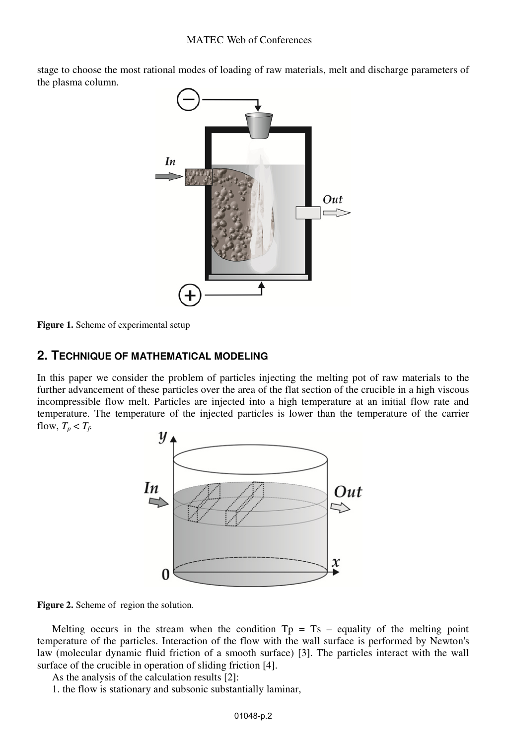stage to choose the most rational modes of loading of raw materials, melt and discharge parameters of the plasma column.

**Figure 1.** Scheme of experimental setup

## 2. TECHNIQUE OF MATHEMATICAL MODELING

In this paper we consider the problem of particles injecting the melting pot of raw materials to the further advancement of these particles over the area of the flat section of the crucible in a high viscous incompressible flow melt. Particles are injected into a high temperature at an initial flow rate and temperature. The temperature of the injected particles is lower than the temperature of the carrier flow, $T_p < T_f$.

**Figure 2.** Scheme of region the solution.

Melting occurs in the stream when the condition Tp = Ts – equality of the melting point temperature of the particles. Interaction of the flow with the wall surface is performed by Newton's law (molecular dynamic fluid friction of a smooth surface) [3]. The particles interact with the wall surface of the crucible in operation of sliding friction [4].

As the analysis of the calculation results [2]:

1. the flow is stationary and subsonic substantially laminar,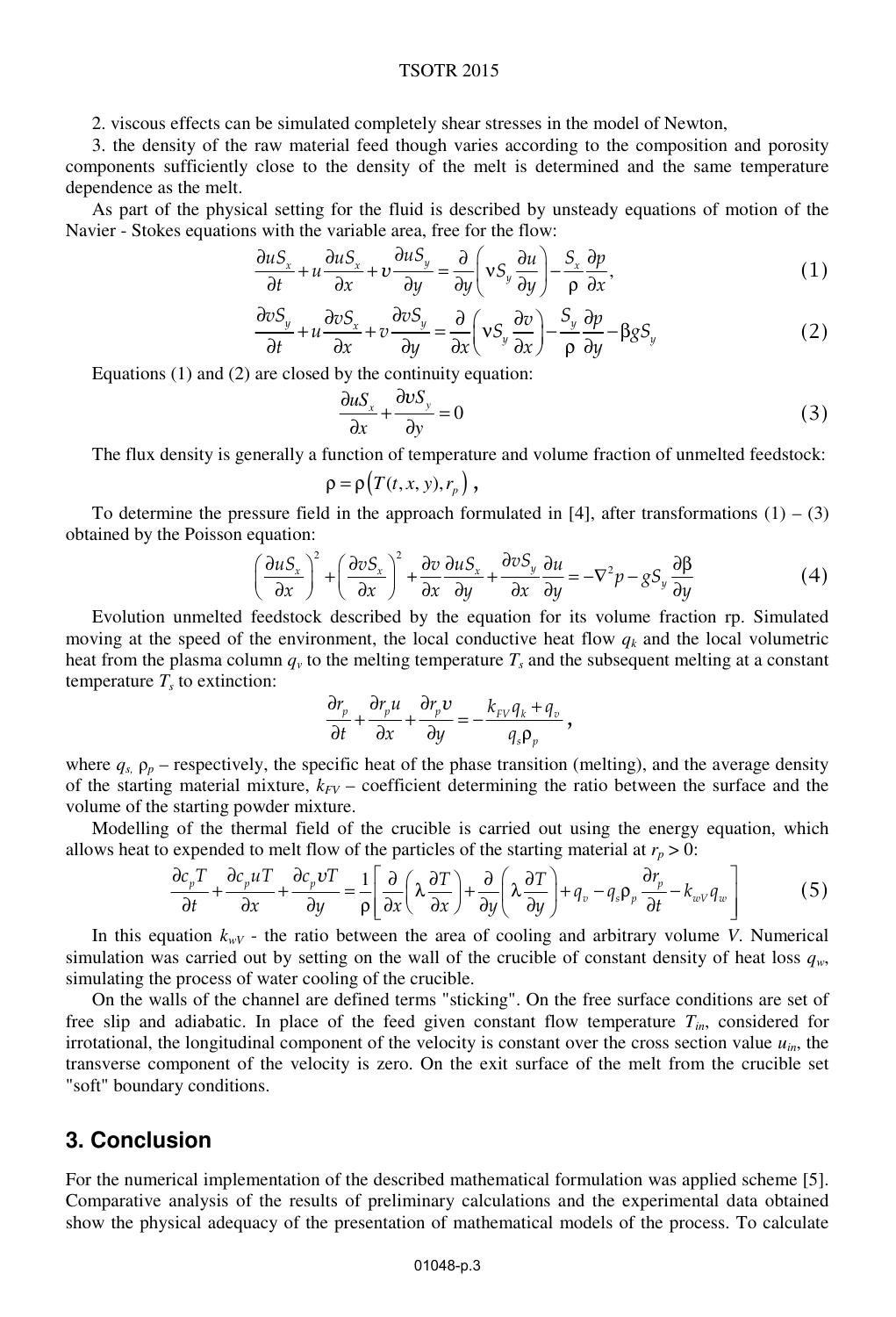2. viscous effects can be simulated completely shear stresses in the model of Newton,

3. the density of the raw material feed though varies according to the composition and porosity components sufficiently close to the density of the melt is determined and the same temperature dependence as the melt.

As part of the physical setting for the fluid is described by unsteady equations of motion of the Navier - Stokes equations with the variable area, free for the flow:

$$\frac{\partial uS_x}{\partial t}+u\frac{\partial uS_x}{\partial x}+\upsilon\frac{\partial uS_y}{\partial y}=\frac{\partial}{\partial y}\left(\nu S_y\frac{\partial u}{\partial y}\right)-\frac{S_x}{\rho}\frac{\partial p}{\partial x}, \tag{1}$$

$$\frac{\partial \upsilon S_y}{\partial t}+u\frac{\partial \upsilon S_x}{\partial x}+\upsilon\frac{\partial \upsilon S_y}{\partial y}=\frac{\partial}{\partial x}\left(\nu S_y\frac{\partial \upsilon}{\partial x}\right)-\frac{S_y}{\rho}\frac{\partial p}{\partial y}-\beta g S_y \tag{2}$$

Equations (1) and (2) are closed by the continuity equation:

$$\frac{\partial uS_x}{\partial x}+\frac{\partial \upsilon S_y}{\partial y}=0 \tag{3}$$

The flux density is generally a function of temperature and volume fraction of unmelted feedstock:

$$\rho=\rho\left(T(t,x,y),r_p\right),$$

To determine the pressure field in the approach formulated in [4], after transformations (1) – (3) obtained by the Poisson equation:

$$\left(\frac{\partial uS_x}{\partial x}\right)^2+\left(\frac{\partial \upsilon S_x}{\partial x}\right)^2+\frac{\partial \upsilon}{\partial x}\frac{\partial uS_x}{\partial y}+\frac{\partial \upsilon S_y}{\partial x}\frac{\partial u}{\partial y}=-\nabla^2 p-gS_y\frac{\partial \beta}{\partial y} \tag{4}$$

Evolution unmelted feedstock described by the equation for its volume fraction rp. Simulated moving at the speed of the environment, the local conductive heat flow $q_k$ and the local volumetric heat from the plasma column $q_v$ to the melting temperature $T_s$ and the subsequent melting at a constant temperature $T_s$ to extinction:

$$\frac{\partial r_p}{\partial t}+\frac{\partial r_p u}{\partial x}+\frac{\partial r_p \upsilon}{\partial y}=-\frac{k_{FV}q_k+q_v}{q_s\rho_p},$$

where $q_s$, $\rho_p$ – respectively, the specific heat of the phase transition (melting), and the average density of the starting material mixture, $k_{FV}$ – coefficient determining the ratio between the surface and the volume of the starting powder mixture.

Modelling of the thermal field of the crucible is carried out using the energy equation, which allows heat to expended to melt flow of the particles of the starting material at $r_p > 0$:

$$\frac{\partial c_p T}{\partial t}+\frac{\partial c_p uT}{\partial x}+\frac{\partial c_p \upsilon T}{\partial y}=\frac{1}{\rho}\left[\frac{\partial}{\partial x}\left(\lambda\frac{\partial T}{\partial x}\right)+\frac{\partial}{\partial y}\left(\lambda\frac{\partial T}{\partial y}\right)+q_v-q_s\rho_p\frac{\partial r_p}{\partial t}-k_{wV}q_w\right] \tag{5}$$

In this equation $k_{wV}$ - the ratio between the area of cooling and arbitrary volume $V$. Numerical simulation was carried out by setting on the wall of the crucible of constant density of heat loss $q_w$, simulating the process of water cooling of the crucible.

On the walls of the channel are defined terms "sticking". On the free surface conditions are set of free slip and adiabatic. In place of the feed given constant flow temperature $T_{in}$, considered for irrotational, the longitudinal component of the velocity is constant over the cross section value $u_{in}$, the transverse component of the velocity is zero. On the exit surface of the melt from the crucible set "soft" boundary conditions.

## 3. Conclusion

For the numerical implementation of the described mathematical formulation was applied scheme [5]. Comparative analysis of the results of preliminary calculations and the experimental data obtained show the physical adequacy of the presentation of mathematical models of the process. To calculate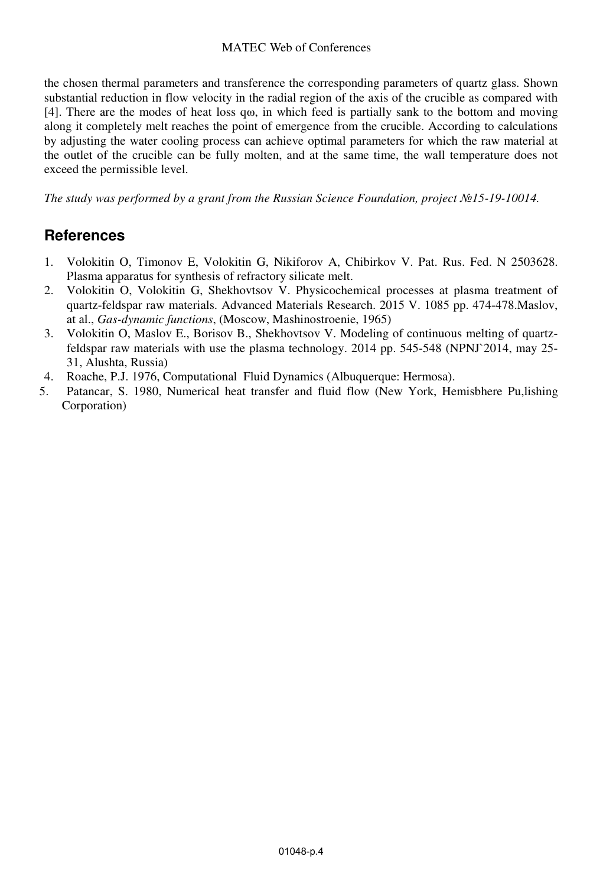the chosen thermal parameters and transference the corresponding parameters of quartz glass. Shown substantial reduction in flow velocity in the radial region of the axis of the crucible as compared with [4]. There are the modes of heat loss qω, in which feed is partially sank to the bottom and moving along it completely melt reaches the point of emergence from the crucible. According to calculations by adjusting the water cooling process can achieve optimal parameters for which the raw material at the outlet of the crucible can be fully molten, and at the same time, the wall temperature does not exceed the permissible level.

*The study was performed by a grant from the Russian Science Foundation, project №15-19-10014.*

## References

1. Volokitin O, Timonov E, Volokitin G, Nikiforov A, Chibirkov V. Pat. Rus. Fed. N 2503628. Plasma apparatus for synthesis of refractory silicate melt.
2. Volokitin O, Volokitin G, Shekhovtsov V. Physicochemical processes at plasma treatment of quartz-feldspar raw materials. Advanced Materials Research. 2015 V. 1085 pp. 474-478.Maslov, at al., *Gas-dynamic functions*, (Moscow, Mashinostroenie, 1965)
3. Volokitin O, Maslov E., Borisov B., Shekhovtsov V. Modeling of continuous melting of quartz-feldspar raw materials with use the plasma technology. 2014 pp. 545-548 (NPNJ`2014, may 25-31, Alushta, Russia)
4. Roache, P.J. 1976, Computational Fluid Dynamics (Albuquerque: Hermosa).
5. Patancar, S. 1980, Numerical heat transfer and fluid flow (New York, Hemisbhere Pu,lishing Corporation)